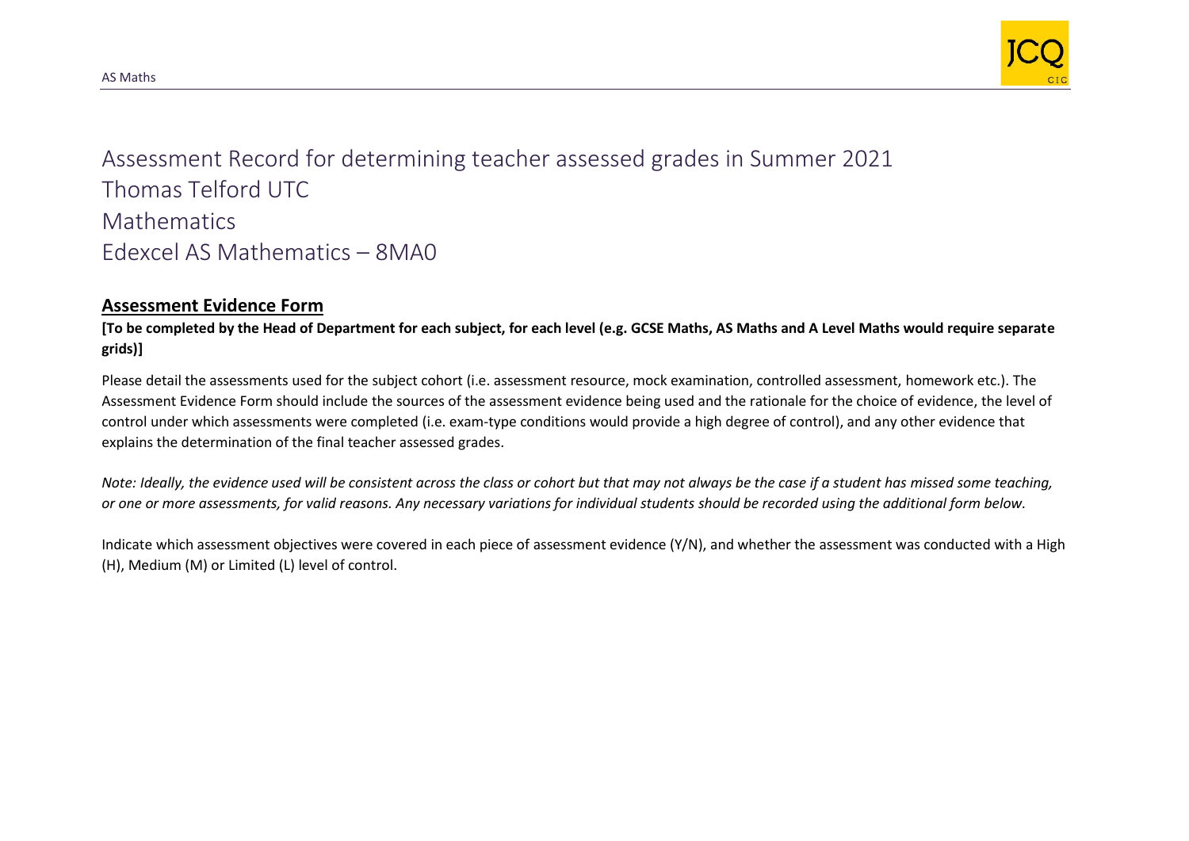# Assessment Record for determining teacher assessed grades in Summer 2021
# Thomas Telford UTC
# Mathematics
# Edexcel AS Mathematics – 8MA0

## **Assessment Evidence Form**

**[To be completed by the Head of Department for each subject, for each level (e.g. GCSE Maths, AS Maths and A Level Maths would require separate grids)]**

Please detail the assessments used for the subject cohort (i.e. assessment resource, mock examination, controlled assessment, homework etc.). The Assessment Evidence Form should include the sources of the assessment evidence being used and the rationale for the choice of evidence, the level of control under which assessments were completed (i.e. exam-type conditions would provide a high degree of control), and any other evidence that explains the determination of the final teacher assessed grades.

*Note: Ideally, the evidence used will be consistent across the class or cohort but that may not always be the case if a student has missed some teaching, or one or more assessments, for valid reasons. Any necessary variations for individual students should be recorded using the additional form below.*

Indicate which assessment objectives were covered in each piece of assessment evidence (Y/N), and whether the assessment was conducted with a High (H), Medium (M) or Limited (L) level of control.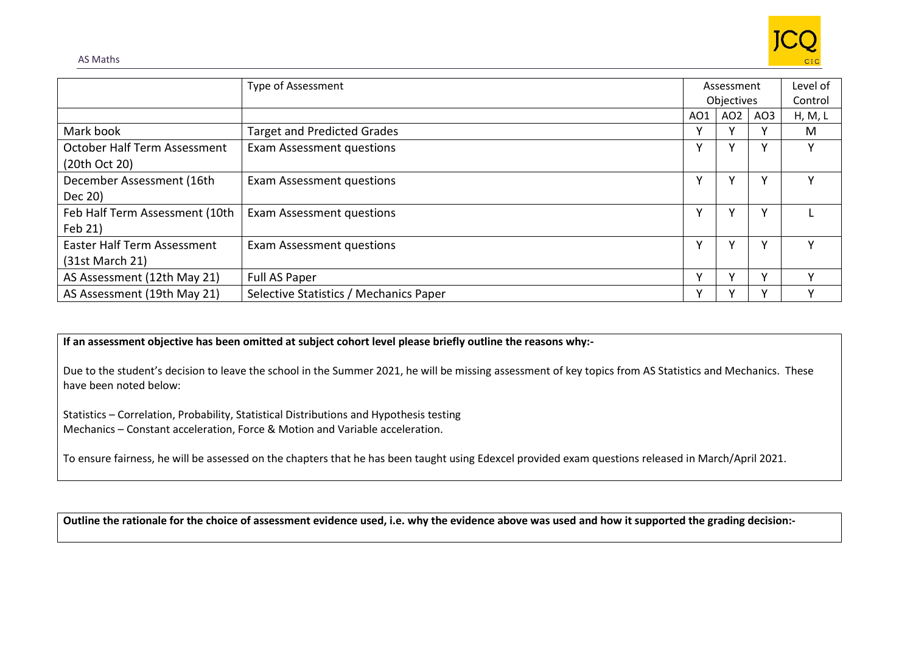| | Type of Assessment | Assessment Objectives | | | Level of Control |
|---|---|---|---|---|---|
| | | AO1 | AO2 | AO3 | H, M, L |
| Mark book | Target and Predicted Grades | Y | Y | Y | M |
| October Half Term Assessment (20th Oct 20) | Exam Assessment questions | Y | Y | Y | Y |
| December Assessment (16th Dec 20) | Exam Assessment questions | Y | Y | Y | Y |
| Feb Half Term Assessment (10th Feb 21) | Exam Assessment questions | Y | Y | Y | L |
| Easter Half Term Assessment (31st March 21) | Exam Assessment questions | Y | Y | Y | Y |
| AS Assessment (12th May 21) | Full AS Paper | Y | Y | Y | Y |
| AS Assessment (19th May 21) | Selective Statistics / Mechanics Paper | Y | Y | Y | Y |

**If an assessment objective has been omitted at subject cohort level please briefly outline the reasons why:-**

Due to the student's decision to leave the school in the Summer 2021, he will be missing assessment of key topics from AS Statistics and Mechanics. These have been noted below:

Statistics – Correlation, Probability, Statistical Distributions and Hypothesis testing
Mechanics – Constant acceleration, Force & Motion and Variable acceleration.

To ensure fairness, he will be assessed on the chapters that he has been taught using Edexcel provided exam questions released in March/April 2021.

**Outline the rationale for the choice of assessment evidence used, i.e. why the evidence above was used and how it supported the grading decision:-**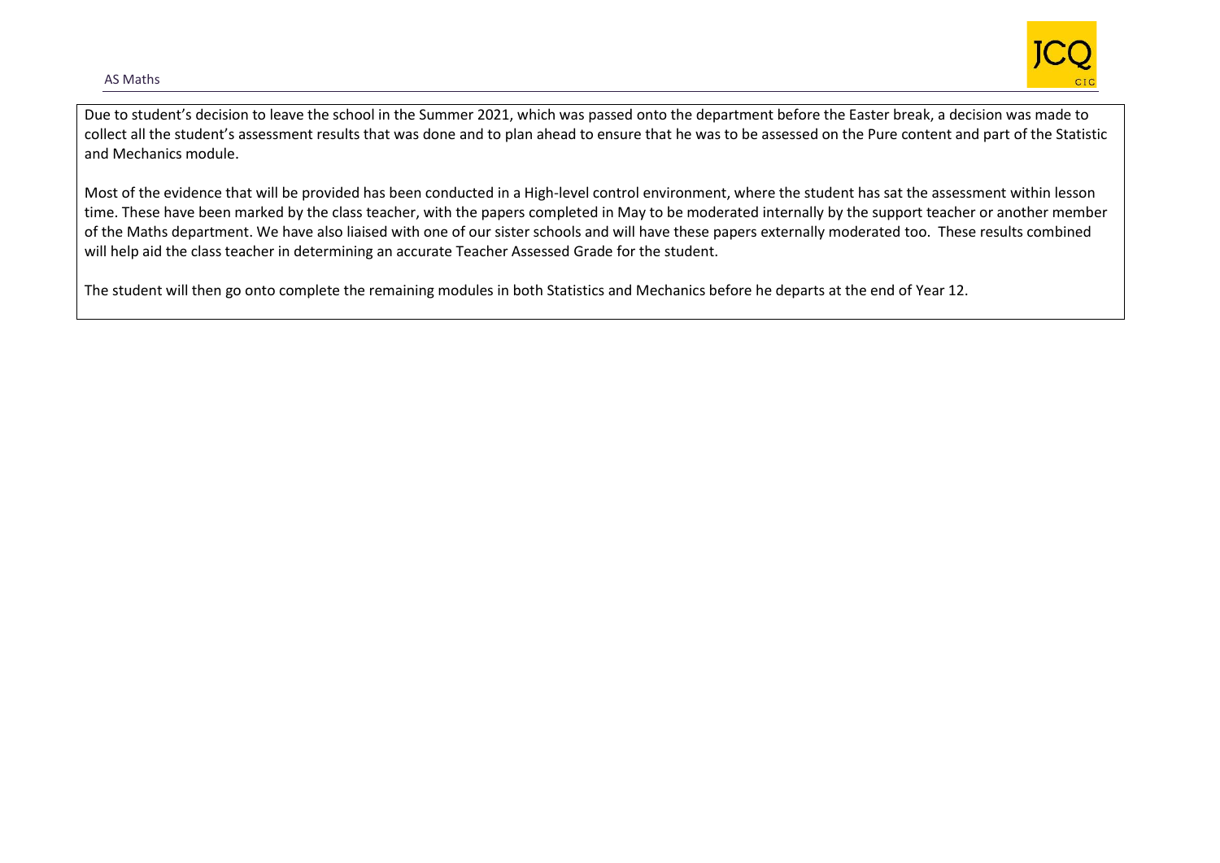Due to student's decision to leave the school in the Summer 2021, which was passed onto the department before the Easter break, a decision was made to collect all the student's assessment results that was done and to plan ahead to ensure that he was to be assessed on the Pure content and part of the Statistic and Mechanics module.

Most of the evidence that will be provided has been conducted in a High-level control environment, where the student has sat the assessment within lesson time. These have been marked by the class teacher, with the papers completed in May to be moderated internally by the support teacher or another member of the Maths department. We have also liaised with one of our sister schools and will have these papers externally moderated too. These results combined will help aid the class teacher in determining an accurate Teacher Assessed Grade for the student.

The student will then go onto complete the remaining modules in both Statistics and Mechanics before he departs at the end of Year 12.